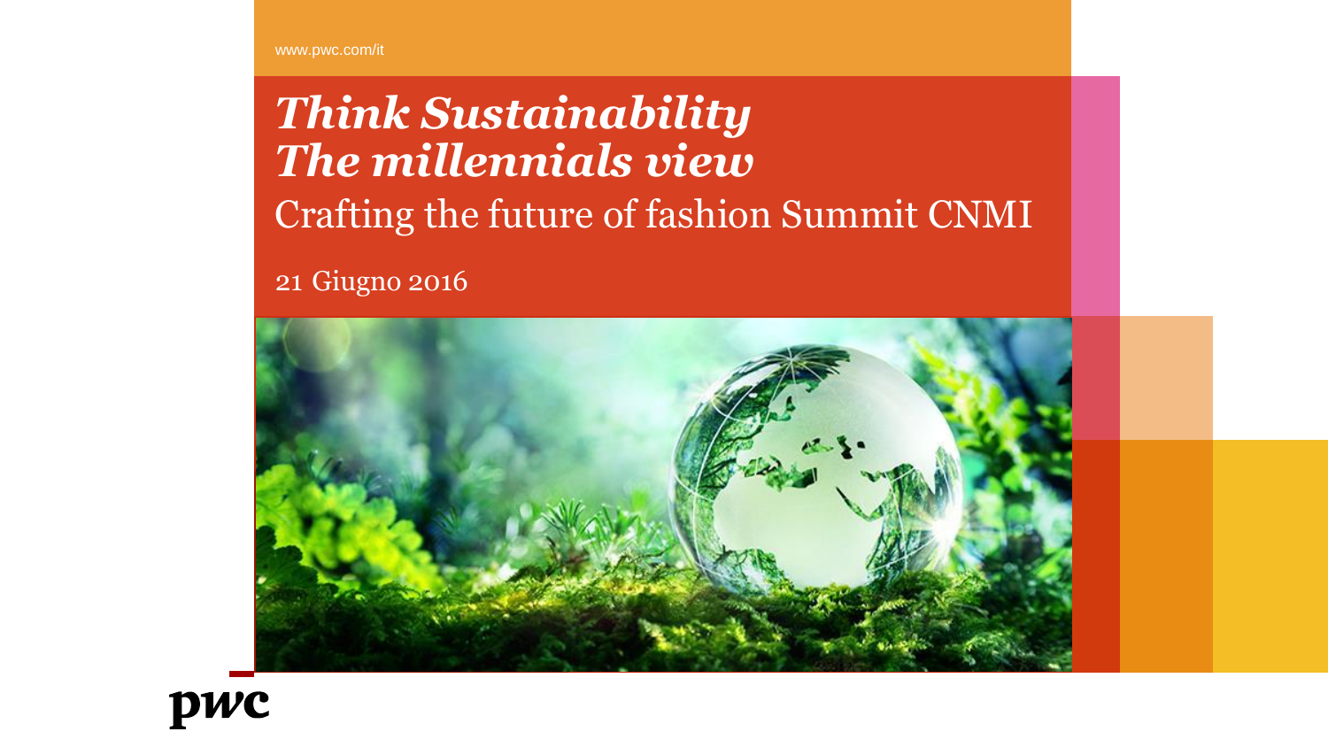www.pwc.com/it

# *Think Sustainability*
# *The millennials view*

Crafting the future of fashion Summit CNMI

21 Giugno 2016

pwc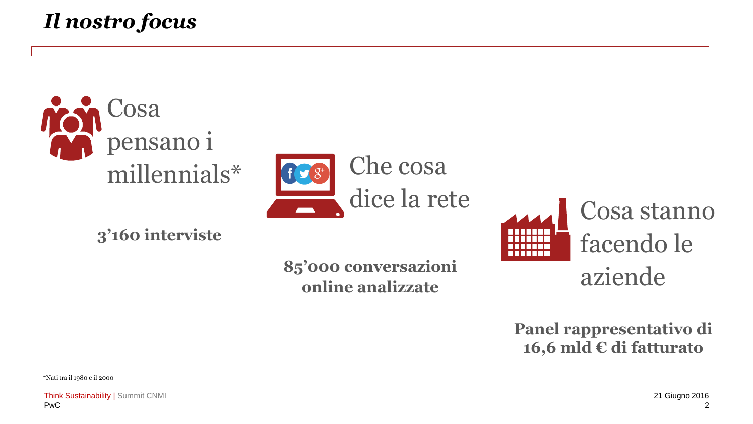# *Il nostro focus*

## Cosa pensano i millennials*

**3'160 interviste**

## Che cosa dice la rete

**85'000 conversazioni online analizzate**

## Cosa stanno facendo le aziende

**Panel rappresentativo di 16,6 mld € di fatturato**

*Nati tra il 1980 e il 2000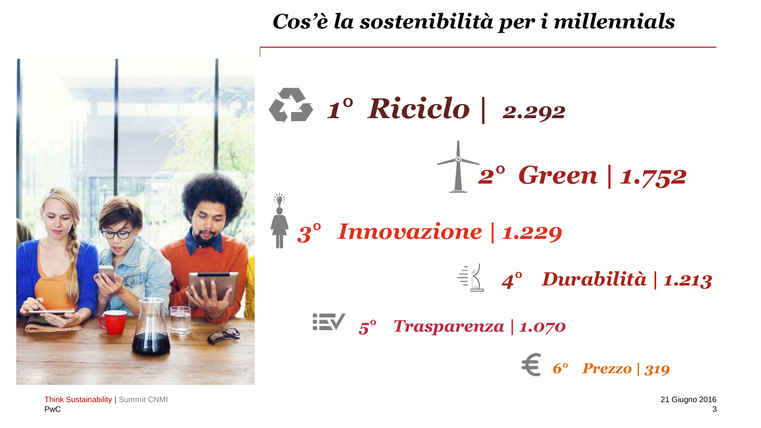# *Cos'è la sostenibilità per i millennials*

1. *Riciclo | 2.292*
2. *Green | 1.752*
3. *Innovazione | 1.229*
4. *Durabilità | 1.213*
5. *Trasparenza | 1.070*
6. *Prezzo | 319*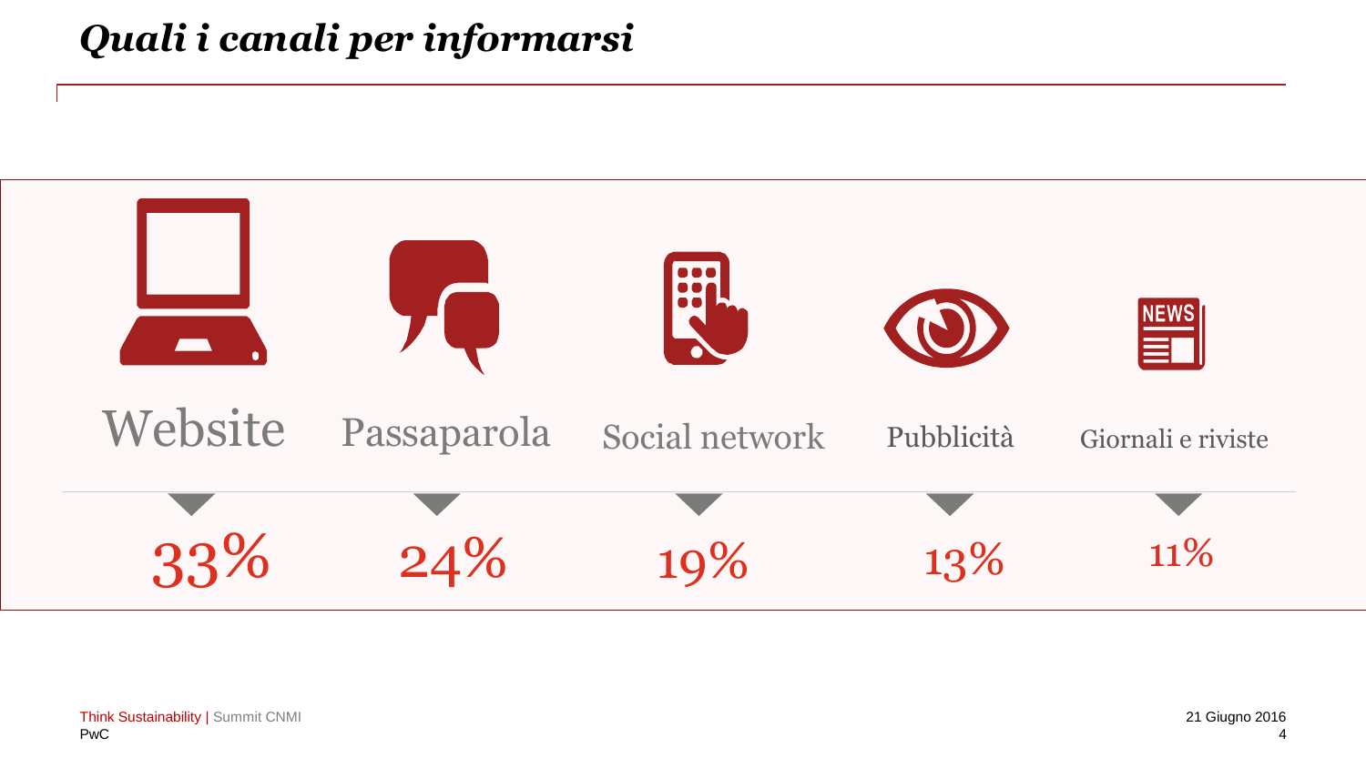# *Quali i canali per informarsi*

| Website | Passaparola | Social network | Pubblicità | Giornali e riviste |
| --- | --- | --- | --- | --- |
| 33% | 24% | 19% | 13% | 11% |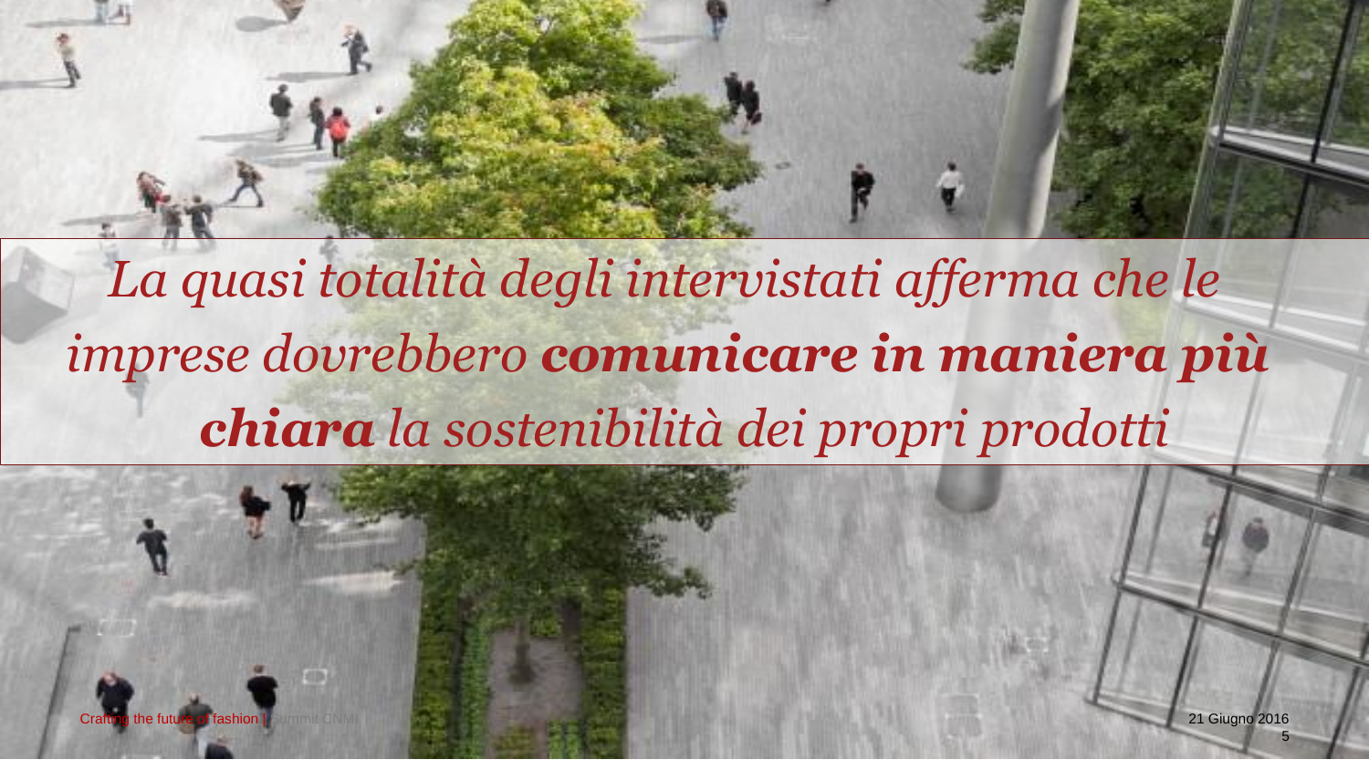*La quasi totalità degli intervistati afferma che le imprese dovrebbero **comunicare in maniera più chiara** la sostenibilità dei propri prodotti*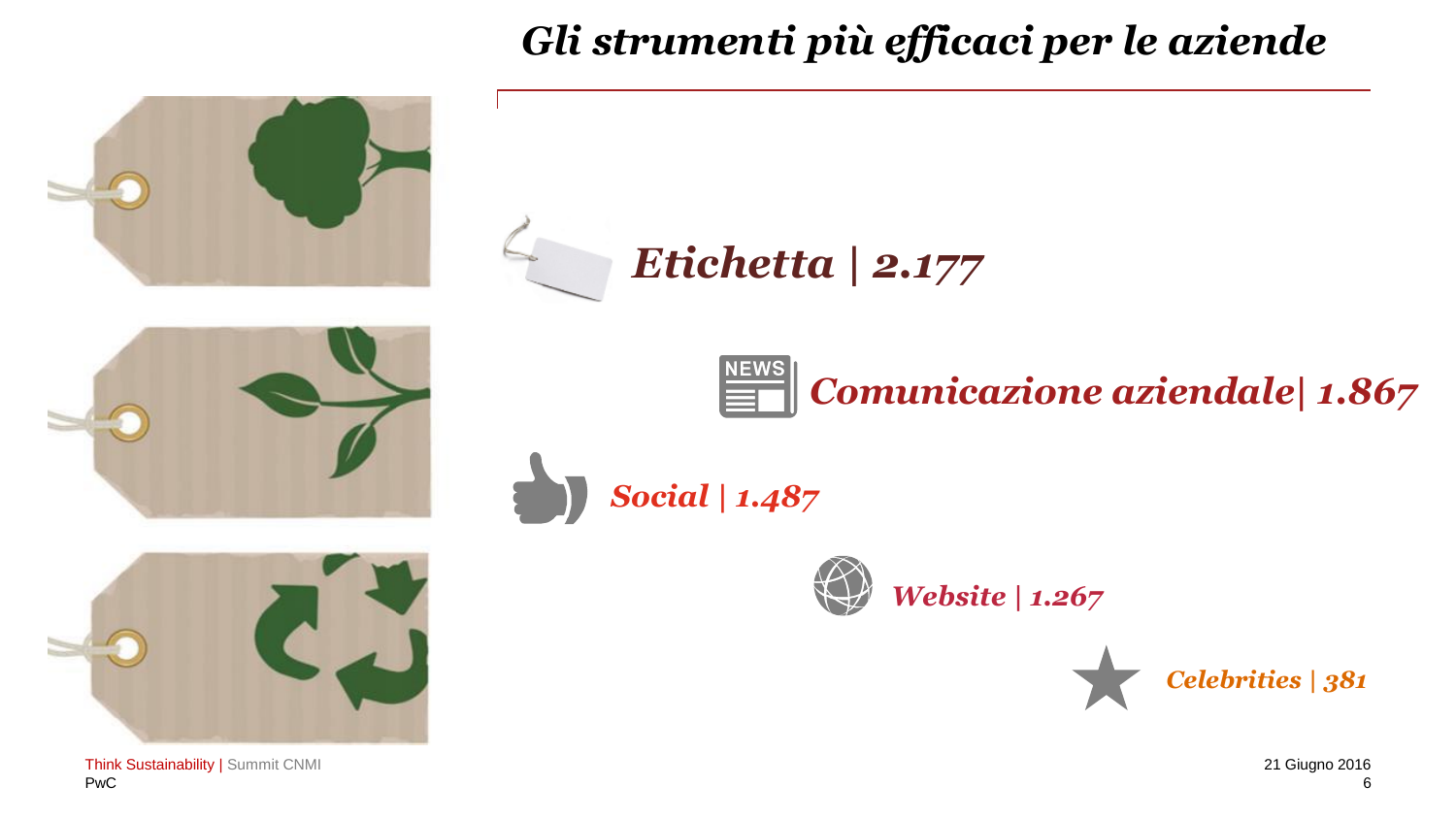# *Gli strumenti più efficaci per le aziende*

*Etichetta | 2.177*

*Comunicazione aziendale| 1.867*

*Social | 1.487*

*Website | 1.267*

*Celebrities | 381*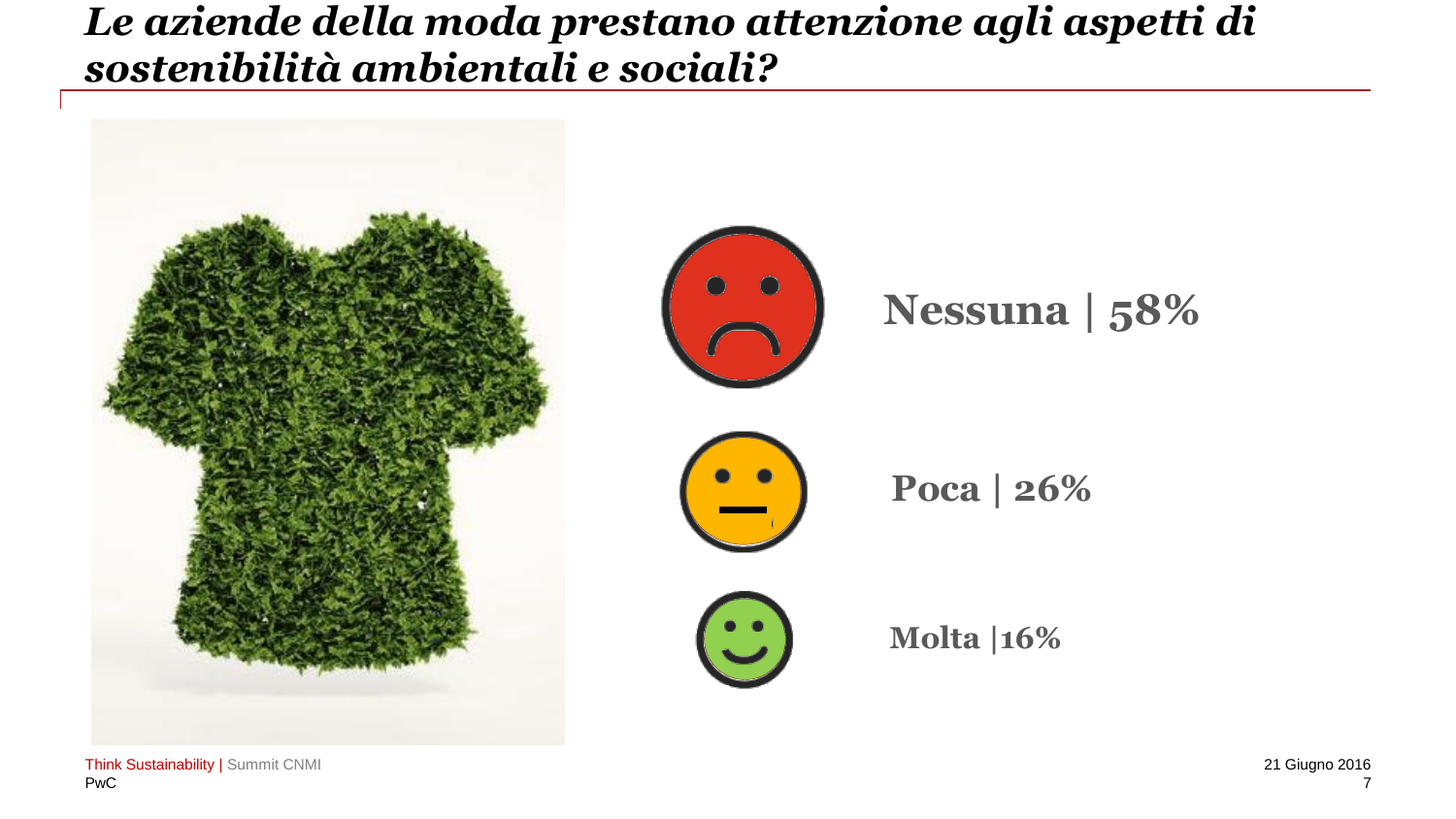# *Le aziende della moda prestano attenzione agli aspetti di sostenibilità ambientali e sociali?*

**Nessuna | 58%**

**Poca | 26%**

**Molta |16%**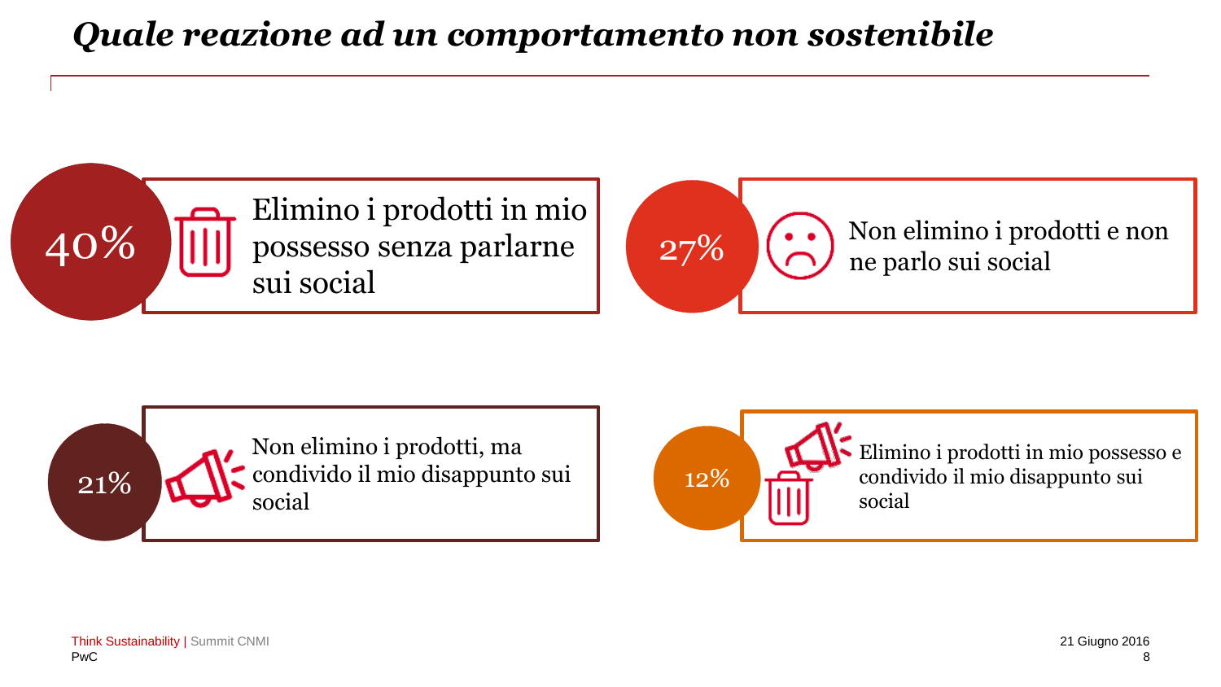# *Quale reazione ad un comportamento non sostenibile*

- **40%** — Elimino i prodotti in mio possesso senza parlarne sui social
- **27%** — Non elimino i prodotti e non ne parlo sui social
- **21%** — Non elimino i prodotti, ma condivido il mio disappunto sui social
- **12%** — Elimino i prodotti in mio possesso e condivido il mio disappunto sui social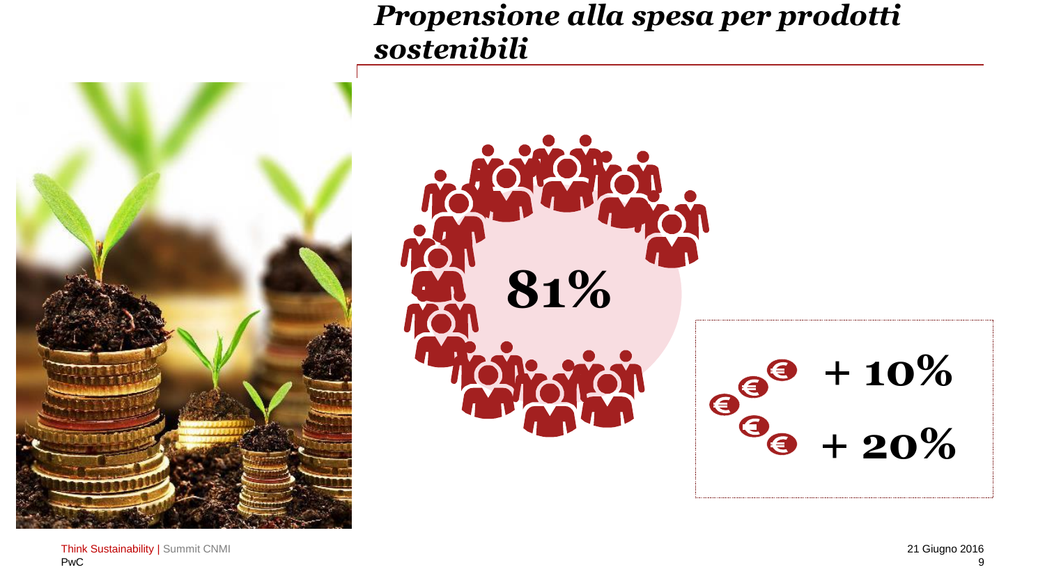# *Propensione alla spesa per prodotti sostenibili*

**81%**

**+ 10%**

**+ 20%**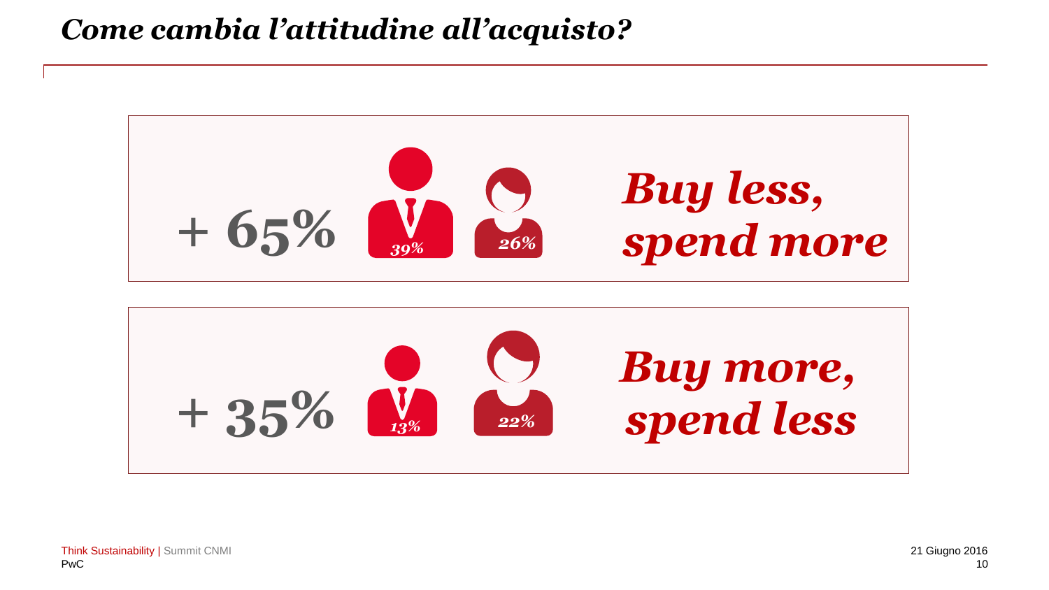# *Come cambia l'attitudine all'acquisto?*

**+ 65%** — *39%* (uomini) — *26%* (donne)

***Buy less, spend more***

**+ 35%** — *13%* (uomini) — *22%* (donne)

***Buy more, spend less***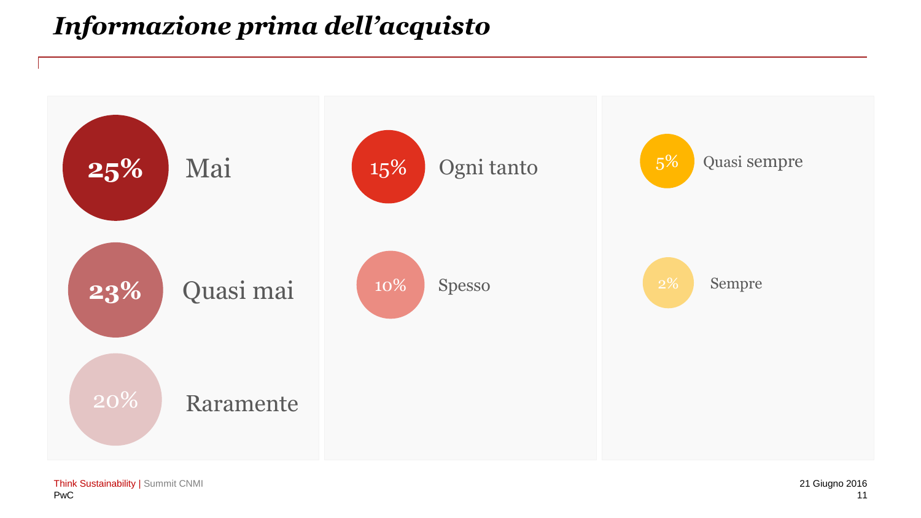# *Informazione prima dell'acquisto*

- 25% Mai
- 23% Quasi mai
- 20% Raramente
- 15% Ogni tanto
- 10% Spesso
- 5% Quasi sempre
- 2% Sempre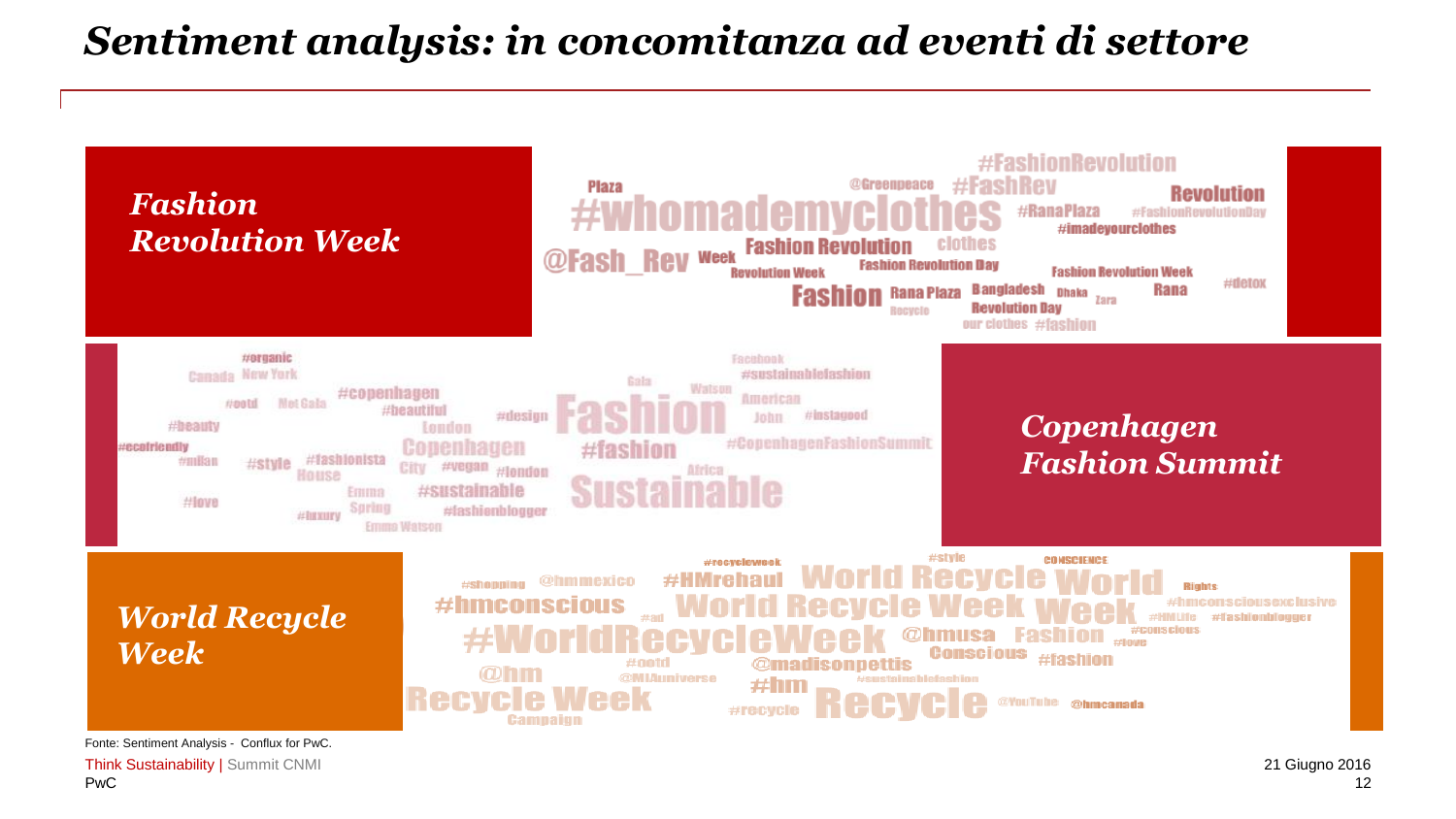# *Sentiment analysis: in concomitanza ad eventi di settore*

***Fashion Revolution Week***

#FashionRevolution Plaza @Greenpeace #FashRev Revolution #whomademyclothes #RanaPlaza #FashionRevolutionDay #imadeyourclothes @Fash_Rev Week Fashion Revolution clothes Revolution Week Fashion Revolution Day Fashion Revolution Week #detox Fashion Rana Plaza Bangladesh Dhaka Zara Rana Recycle Revolution Day our clothes #fashion

***Copenhagen Fashion Summit***

#organic Canada New York #copenhagen #ootd Met Gala #beautiful London #beauty #ecofriendly Copenhagen #milan #style #fashionista House City #vegan #london Emma #sustainable #love Spring #luxury #fashionblogger Emma Watson Gala Watson #design Fashion Facebook #sustainablefashion American John #instagood #fashion #CopenhagenFashionSummit Africa Sustainable

***World Recycle Week***

#recycleweek #style CONSCIENCE #shopping @hmmexico #HMrehaul World Recycle World Rights #hmconscious #ad World Recycle Week Week #hmconsciousexclusive #HMLife #fashionblogger #conscious #WorldRecycleWeek @hmusa Fashion #love #ootd Conscious #fashion @madisonpettis @hm @MLAuniverse #sustainablefashion #hm Recycle Week #recycle Recycle @YouTube @hmcanada Campaign

Fonte: Sentiment Analysis - Conflux for PwC.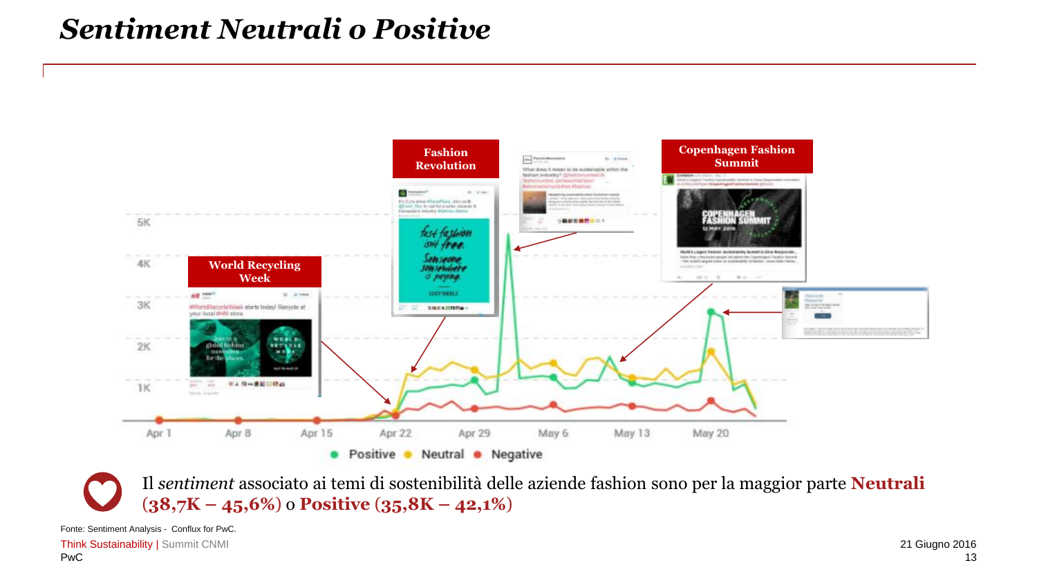# *Sentiment Neutrali o Positive*

World Recycling Week

Fashion Revolution

Copenhagen Fashion Summit

5K
4K
3K
2K
1K

Apr 1 | Apr 8 | Apr 15 | Apr 22 | Apr 29 | May 6 | May 13 | May 20

● Positive ● Neutral ● Negative

Il *sentiment* associato ai temi di sostenibilità delle aziende fashion sono per la maggior parte **Neutrali (38,7K – 45,6%)** o **Positive (35,8K – 42,1%)**

Fonte: Sentiment Analysis - Conflux for PwC.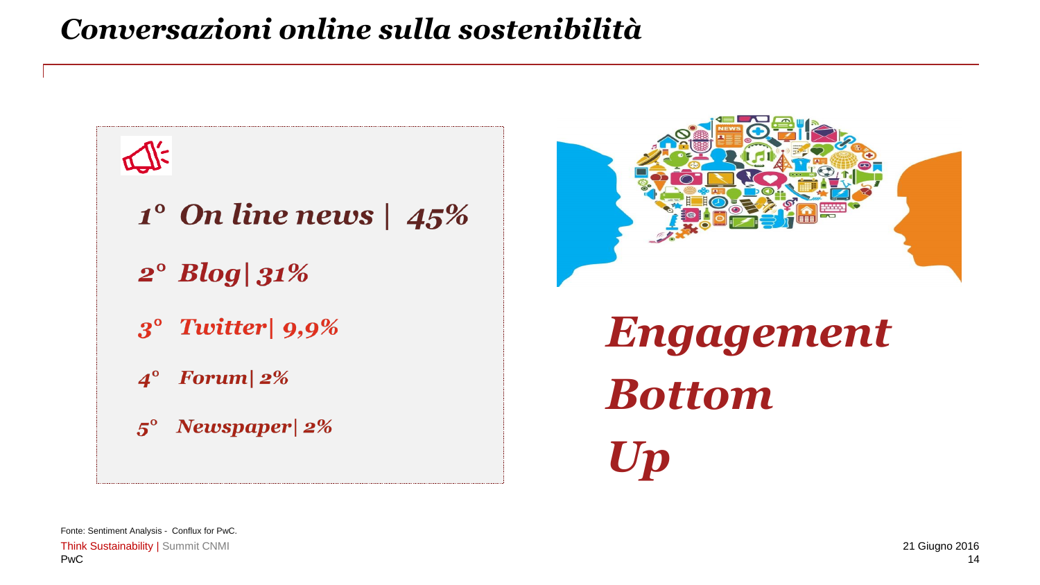# *Conversazioni online sulla sostenibilità*

*1° On line news | 45%*

*2° Blog| 31%*

*3° Twitter| 9,9%*

*4° Forum| 2%*

*5° Newspaper| 2%*

***Engagement Bottom Up***

Fonte: Sentiment Analysis - Conflux for PwC.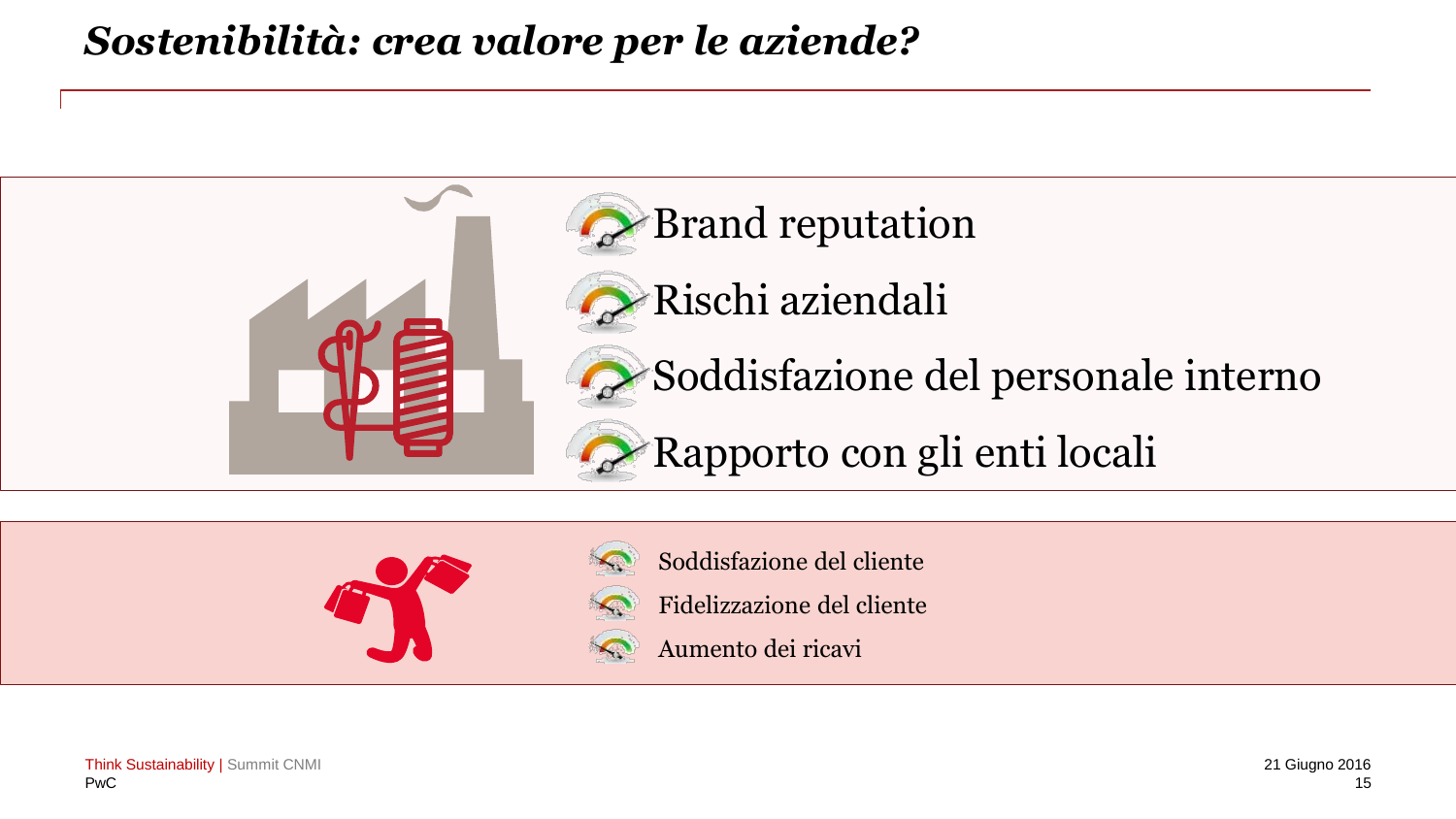# *Sostenibilità: crea valore per le aziende?*

- Brand reputation
- Rischi aziendali
- Soddisfazione del personale interno
- Rapporto con gli enti locali

- Soddisfazione del cliente
- Fidelizzazione del cliente
- Aumento dei ricavi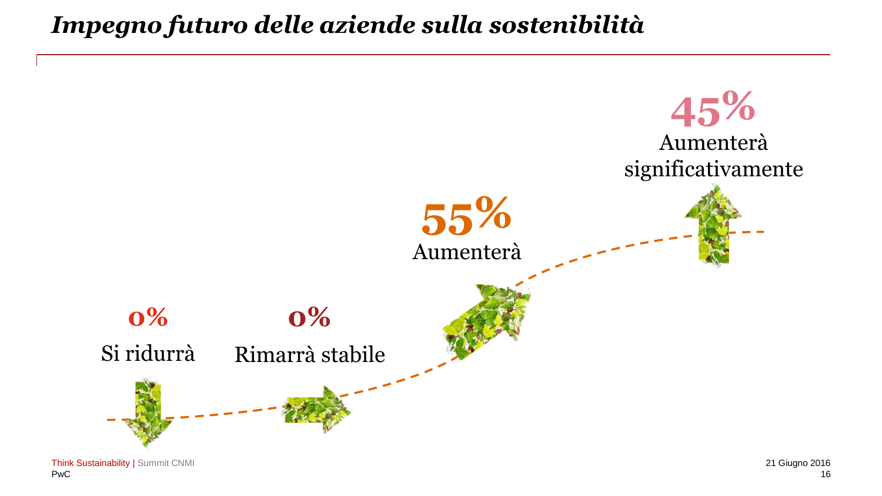# *Impegno futuro delle aziende sulla sostenibilità*

**0%**
Si ridurrà

**0%**
Rimarrà stabile

**55%**
Aumenterà

**45%**
Aumenterà significativamente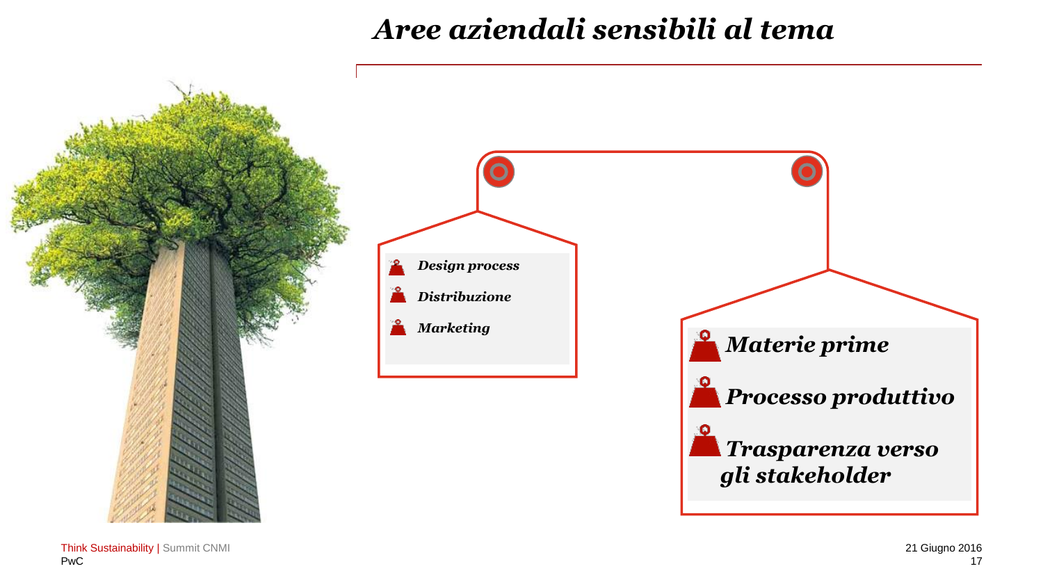# *Aree aziendali sensibili al tema*

- ***Design process***
- ***Distribuzione***
- ***Marketing***

- ***Materie prime***
- ***Processo produttivo***
- ***Trasparenza verso gli stakeholder***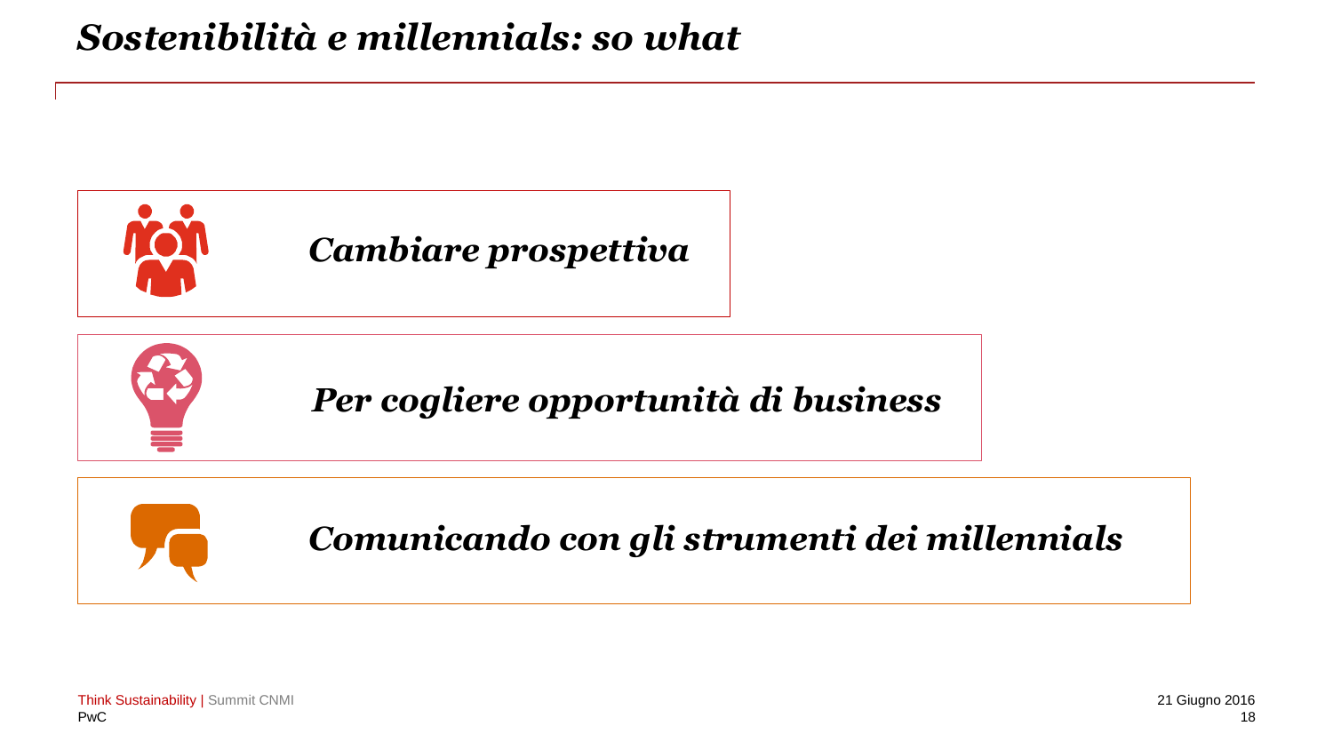# *Sostenibilità e millennials: so what*

***Cambiare prospettiva***

***Per cogliere opportunità di business***

***Comunicando con gli strumenti dei millennials***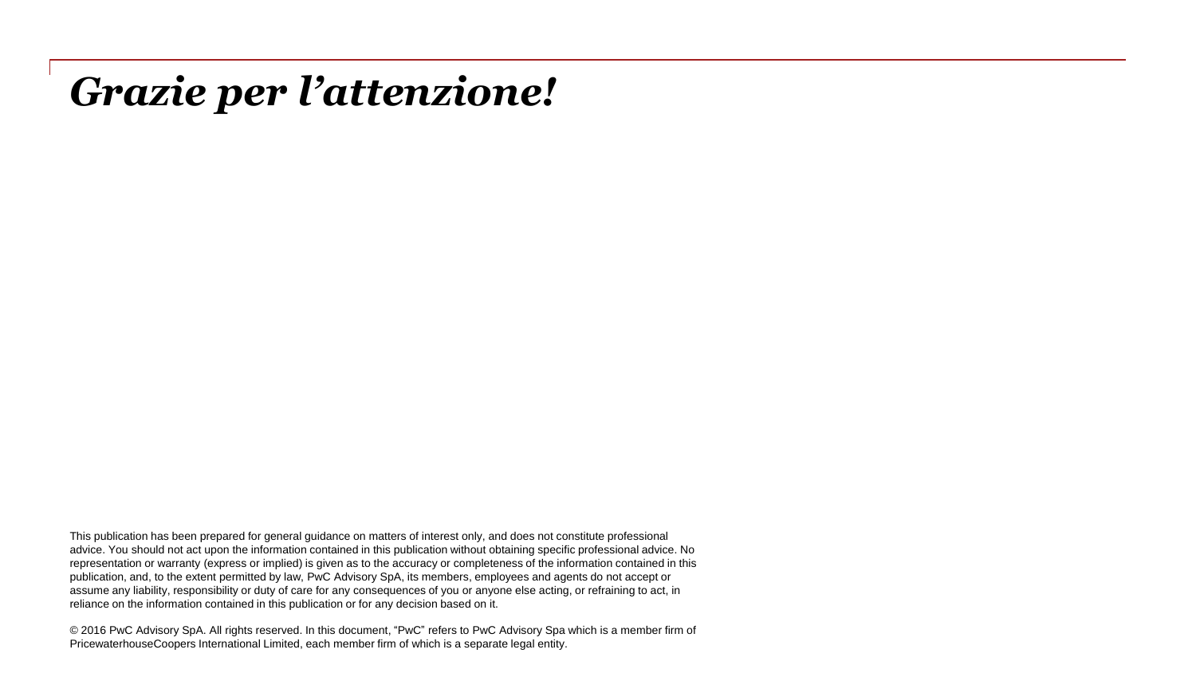# *Grazie per l'attenzione!*

This publication has been prepared for general guidance on matters of interest only, and does not constitute professional advice. You should not act upon the information contained in this publication without obtaining specific professional advice. No representation or warranty (express or implied) is given as to the accuracy or completeness of the information contained in this publication, and, to the extent permitted by law, PwC Advisory SpA, its members, employees and agents do not accept or assume any liability, responsibility or duty of care for any consequences of you or anyone else acting, or refraining to act, in reliance on the information contained in this publication or for any decision based on it.

© 2016 PwC Advisory SpA. All rights reserved. In this document, "PwC" refers to PwC Advisory Spa which is a member firm of PricewaterhouseCoopers International Limited, each member firm of which is a separate legal entity.